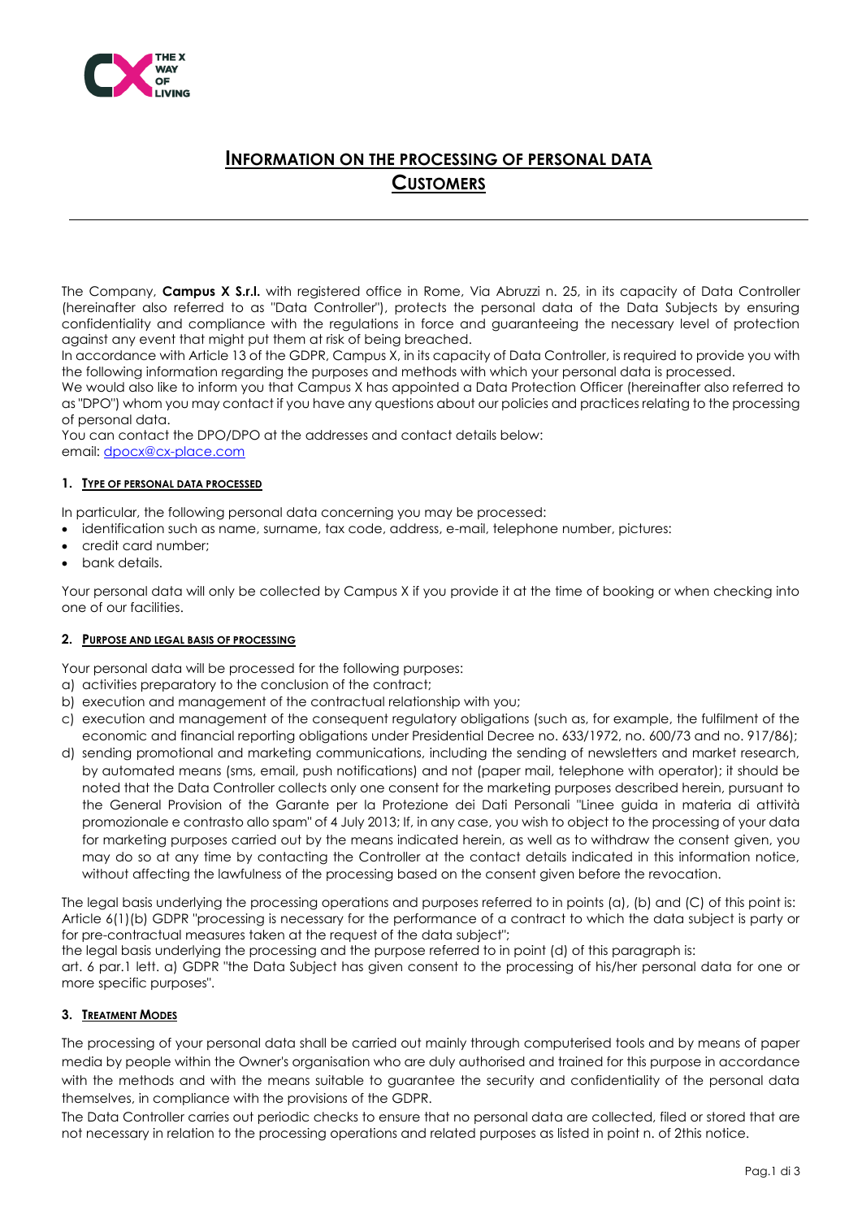# INFORMATION ON THE PROCESSING OF PERSONAL DATA
# CUSTOMERS

The Company, **Campus X S.r.l.** with registered office in Rome, Via Abruzzi n. 25, in its capacity of Data Controller (hereinafter also referred to as "Data Controller"), protects the personal data of the Data Subjects by ensuring confidentiality and compliance with the regulations in force and guaranteeing the necessary level of protection against any event that might put them at risk of being breached.
In accordance with Article 13 of the GDPR, Campus X, in its capacity of Data Controller, is required to provide you with the following information regarding the purposes and methods with which your personal data is processed.
We would also like to inform you that Campus X has appointed a Data Protection Officer (hereinafter also referred to as "DPO") whom you may contact if you have any questions about our policies and practices relating to the processing of personal data.
You can contact the DPO/DPO at the addresses and contact details below:
email: dpocx@cx-place.com

## 1. TYPE OF PERSONAL DATA PROCESSED

In particular, the following personal data concerning you may be processed:

- identification such as name, surname, tax code, address, e-mail, telephone number, pictures:
- credit card number;
- bank details.

Your personal data will only be collected by Campus X if you provide it at the time of booking or when checking into one of our facilities.

## 2. PURPOSE AND LEGAL BASIS OF PROCESSING

Your personal data will be processed for the following purposes:

a) activities preparatory to the conclusion of the contract;
b) execution and management of the contractual relationship with you;
c) execution and management of the consequent regulatory obligations (such as, for example, the fulfilment of the economic and financial reporting obligations under Presidential Decree no. 633/1972, no. 600/73 and no. 917/86);
d) sending promotional and marketing communications, including the sending of newsletters and market research, by automated means (sms, email, push notifications) and not (paper mail, telephone with operator); it should be noted that the Data Controller collects only one consent for the marketing purposes described herein, pursuant to the General Provision of the Garante per la Protezione dei Dati Personali "Linee guida in materia di attività promozionale e contrasto allo spam" of 4 July 2013; If, in any case, you wish to object to the processing of your data for marketing purposes carried out by the means indicated herein, as well as to withdraw the consent given, you may do so at any time by contacting the Controller at the contact details indicated in this information notice, without affecting the lawfulness of the processing based on the consent given before the revocation.

The legal basis underlying the processing operations and purposes referred to in points (a), (b) and (C) of this point is: Article 6(1)(b) GDPR "processing is necessary for the performance of a contract to which the data subject is party or for pre-contractual measures taken at the request of the data subject";
the legal basis underlying the processing and the purpose referred to in point (d) of this paragraph is:
art. 6 par.1 lett. a) GDPR "the Data Subject has given consent to the processing of his/her personal data for one or more specific purposes".

## 3. TREATMENT MODES

The processing of your personal data shall be carried out mainly through computerised tools and by means of paper media by people within the Owner's organisation who are duly authorised and trained for this purpose in accordance with the methods and with the means suitable to guarantee the security and confidentiality of the personal data themselves, in compliance with the provisions of the GDPR.
The Data Controller carries out periodic checks to ensure that no personal data are collected, filed or stored that are not necessary in relation to the processing operations and related purposes as listed in point n. of 2this notice.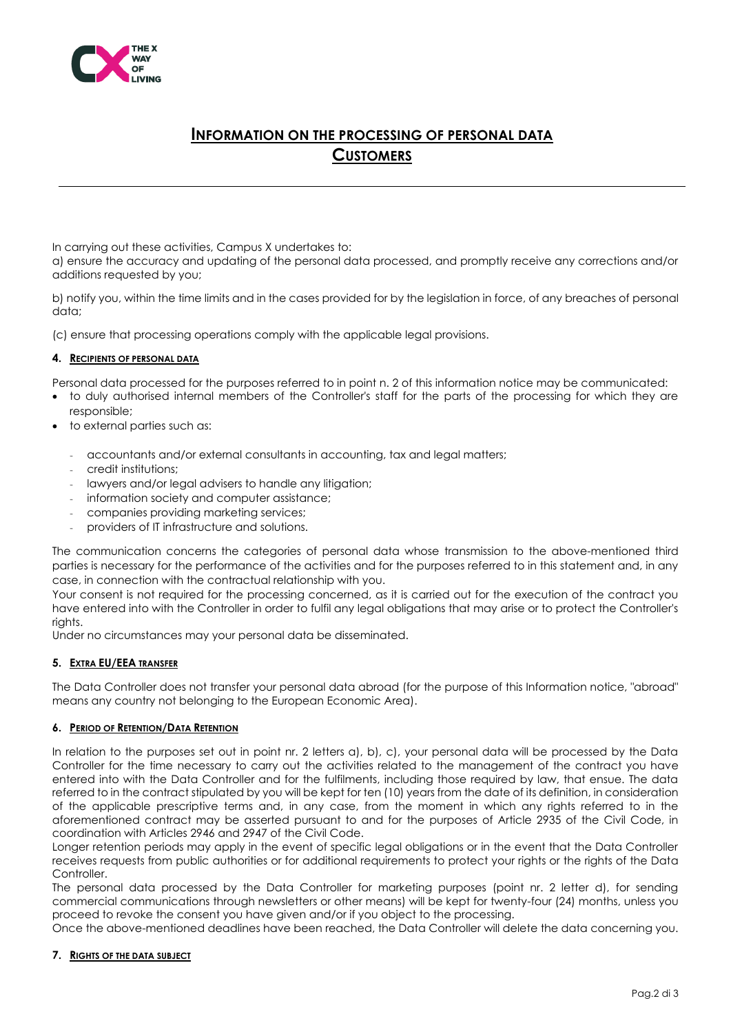# INFORMATION ON THE PROCESSING OF PERSONAL DATA CUSTOMERS

In carrying out these activities, Campus X undertakes to:

a) ensure the accuracy and updating of the personal data processed, and promptly receive any corrections and/or additions requested by you;

b) notify you, within the time limits and in the cases provided for by the legislation in force, of any breaches of personal data;

(c) ensure that processing operations comply with the applicable legal provisions.

## 4. RECIPIENTS OF PERSONAL DATA

Personal data processed for the purposes referred to in point n. 2 of this information notice may be communicated:

- to duly authorised internal members of the Controller's staff for the parts of the processing for which they are responsible;
- to external parties such as:
  - accountants and/or external consultants in accounting, tax and legal matters;
  - credit institutions;
  - lawyers and/or legal advisers to handle any litigation;
  - information society and computer assistance;
  - companies providing marketing services;
  - providers of IT infrastructure and solutions.

The communication concerns the categories of personal data whose transmission to the above-mentioned third parties is necessary for the performance of the activities and for the purposes referred to in this statement and, in any case, in connection with the contractual relationship with you.
Your consent is not required for the processing concerned, as it is carried out for the execution of the contract you have entered into with the Controller in order to fulfil any legal obligations that may arise or to protect the Controller's rights.
Under no circumstances may your personal data be disseminated.

## 5. EXTRA EU/EEA TRANSFER

The Data Controller does not transfer your personal data abroad (for the purpose of this Information notice, "abroad" means any country not belonging to the European Economic Area).

## 6. PERIOD OF RETENTION/DATA RETENTION

In relation to the purposes set out in point nr. 2 letters a), b), c), your personal data will be processed by the Data Controller for the time necessary to carry out the activities related to the management of the contract you have entered into with the Data Controller and for the fulfilments, including those required by law, that ensue. The data referred to in the contract stipulated by you will be kept for ten (10) years from the date of its definition, in consideration of the applicable prescriptive terms and, in any case, from the moment in which any rights referred to in the aforementioned contract may be asserted pursuant to and for the purposes of Article 2935 of the Civil Code, in coordination with Articles 2946 and 2947 of the Civil Code.
Longer retention periods may apply in the event of specific legal obligations or in the event that the Data Controller receives requests from public authorities or for additional requirements to protect your rights or the rights of the Data Controller.
The personal data processed by the Data Controller for marketing purposes (point nr. 2 letter d), for sending commercial communications through newsletters or other means) will be kept for twenty-four (24) months, unless you proceed to revoke the consent you have given and/or if you object to the processing.
Once the above-mentioned deadlines have been reached, the Data Controller will delete the data concerning you.

## 7. RIGHTS OF THE DATA SUBJECT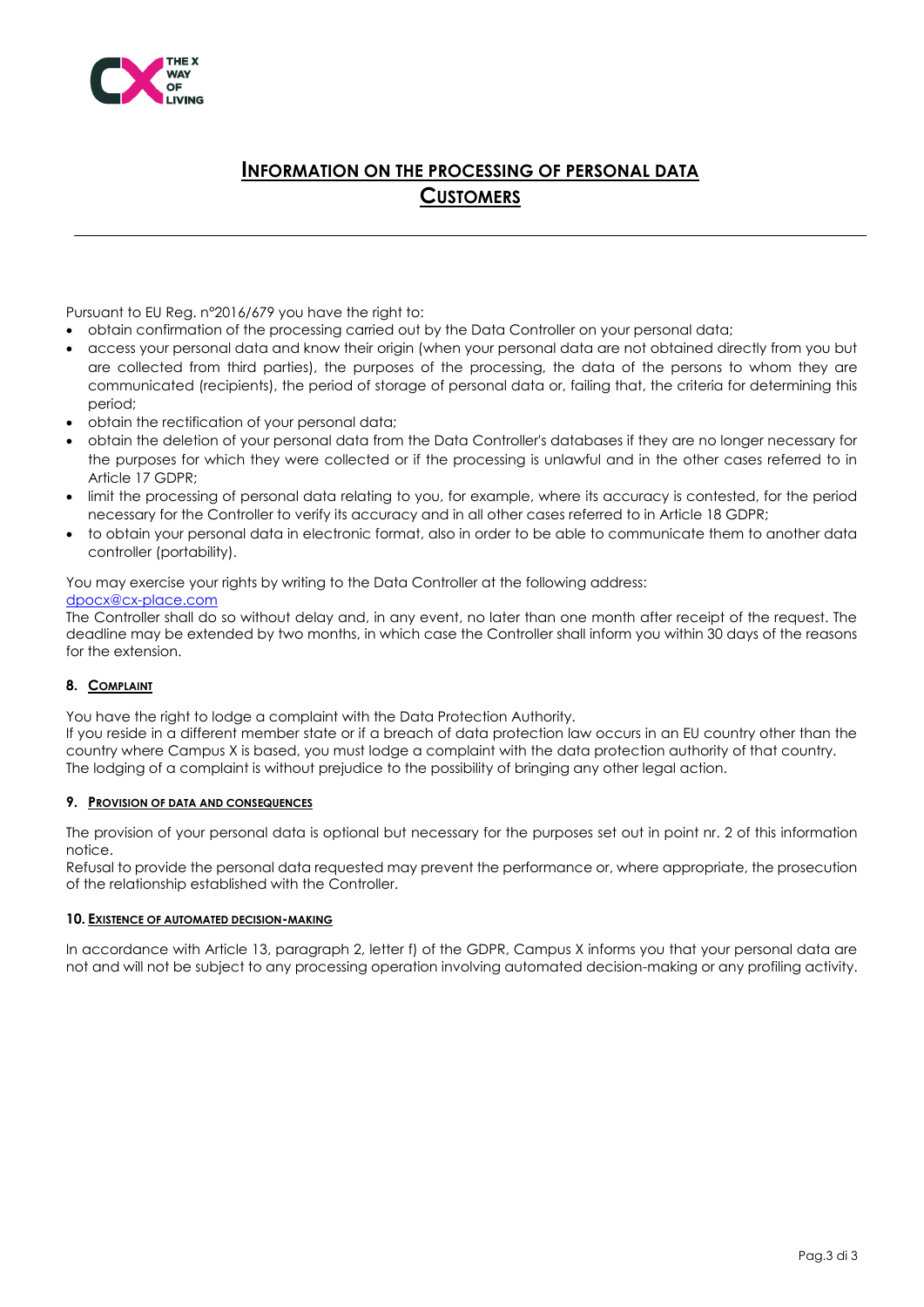# INFORMATION ON THE PROCESSING OF PERSONAL DATA CUSTOMERS

Pursuant to EU Reg. n°2016/679 you have the right to:

- obtain confirmation of the processing carried out by the Data Controller on your personal data;
- access your personal data and know their origin (when your personal data are not obtained directly from you but are collected from third parties), the purposes of the processing, the data of the persons to whom they are communicated (recipients), the period of storage of personal data or, failing that, the criteria for determining this period;
- obtain the rectification of your personal data;
- obtain the deletion of your personal data from the Data Controller's databases if they are no longer necessary for the purposes for which they were collected or if the processing is unlawful and in the other cases referred to in Article 17 GDPR;
- limit the processing of personal data relating to you, for example, where its accuracy is contested, for the period necessary for the Controller to verify its accuracy and in all other cases referred to in Article 18 GDPR;
- to obtain your personal data in electronic format, also in order to be able to communicate them to another data controller (portability).

You may exercise your rights by writing to the Data Controller at the following address:
dpocx@cx-place.com
The Controller shall do so without delay and, in any event, no later than one month after receipt of the request. The deadline may be extended by two months, in which case the Controller shall inform you within 30 days of the reasons for the extension.

## 8. COMPLAINT

You have the right to lodge a complaint with the Data Protection Authority.
If you reside in a different member state or if a breach of data protection law occurs in an EU country other than the country where Campus X is based, you must lodge a complaint with the data protection authority of that country.
The lodging of a complaint is without prejudice to the possibility of bringing any other legal action.

## 9. PROVISION OF DATA AND CONSEQUENCES

The provision of your personal data is optional but necessary for the purposes set out in point nr. 2 of this information notice.
Refusal to provide the personal data requested may prevent the performance or, where appropriate, the prosecution of the relationship established with the Controller.

## 10. EXISTENCE OF AUTOMATED DECISION-MAKING

In accordance with Article 13, paragraph 2, letter f) of the GDPR, Campus X informs you that your personal data are not and will not be subject to any processing operation involving automated decision-making or any profiling activity.